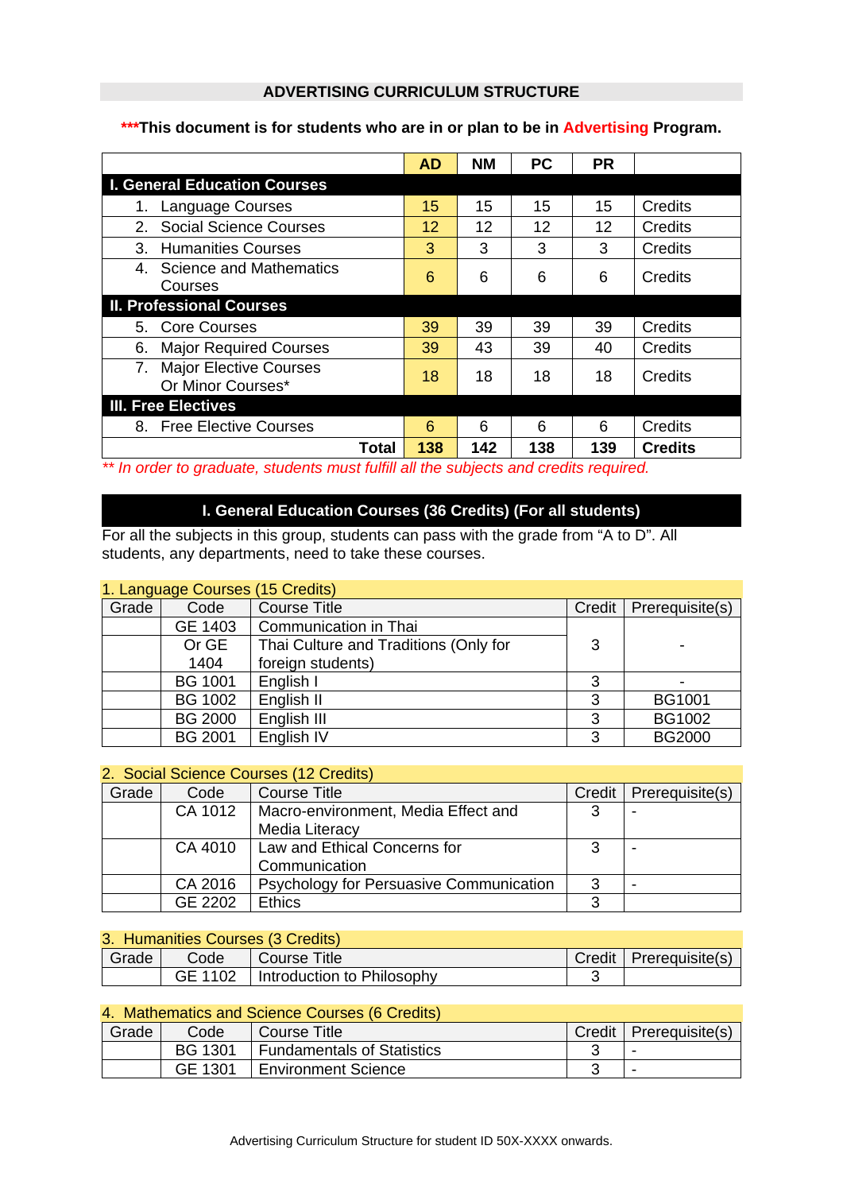## ADVERTISING CURRICULUM STRUCTURE

**\*\*\*This document is for students who are in or plan to be in Advertising Program.**

| | AD | NM | PC | PR | |
|---|---|---|---|---|---|
| **I. General Education Courses** | | | | | |
| 1. Language Courses | 15 | 15 | 15 | 15 | Credits |
| 2. Social Science Courses | 12 | 12 | 12 | 12 | Credits |
| 3. Humanities Courses | 3 | 3 | 3 | 3 | Credits |
| 4. Science and Mathematics Courses | 6 | 6 | 6 | 6 | Credits |
| **II. Professional Courses** | | | | | |
| 5. Core Courses | 39 | 39 | 39 | 39 | Credits |
| 6. Major Required Courses | 39 | 43 | 39 | 40 | Credits |
| 7. Major Elective Courses Or Minor Courses* | 18 | 18 | 18 | 18 | Credits |
| **III. Free Electives** | | | | | |
| 8. Free Elective Courses | 6 | 6 | 6 | 6 | Credits |
| **Total** | **138** | **142** | **138** | **139** | **Credits** |

*\*\* In order to graduate, students must fulfill all the subjects and credits required.*

## I. General Education Courses (36 Credits) (For all students)

For all the subjects in this group, students can pass with the grade from "A to D". All students, any departments, need to take these courses.

### 1. Language Courses (15 Credits)

| Grade | Code | Course Title | Credit | Prerequisite(s) |
|---|---|---|---|---|
| | GE 1403 Or GE 1404 | Communication in Thai / Thai Culture and Traditions (Only for foreign students) | 3 | - |
| | BG 1001 | English I | 3 | - |
| | BG 1002 | English II | 3 | BG1001 |
| | BG 2000 | English III | 3 | BG1002 |
| | BG 2001 | English IV | 3 | BG2000 |

### 2. Social Science Courses (12 Credits)

| Grade | Code | Course Title | Credit | Prerequisite(s) |
|---|---|---|---|---|
| | CA 1012 | Macro-environment, Media Effect and Media Literacy | 3 | - |
| | CA 4010 | Law and Ethical Concerns for Communication | 3 | - |
| | CA 2016 | Psychology for Persuasive Communication | 3 | - |
| | GE 2202 | Ethics | 3 | |

### 3. Humanities Courses (3 Credits)

| Grade | Code | Course Title | Credit | Prerequisite(s) |
|---|---|---|---|---|
| | GE 1102 | Introduction to Philosophy | 3 | |

### 4. Mathematics and Science Courses (6 Credits)

| Grade | Code | Course Title | Credit | Prerequisite(s) |
|---|---|---|---|---|
| | BG 1301 | Fundamentals of Statistics | 3 | - |
| | GE 1301 | Environment Science | 3 | - |

Advertising Curriculum Structure for student ID 50X-XXXX onwards.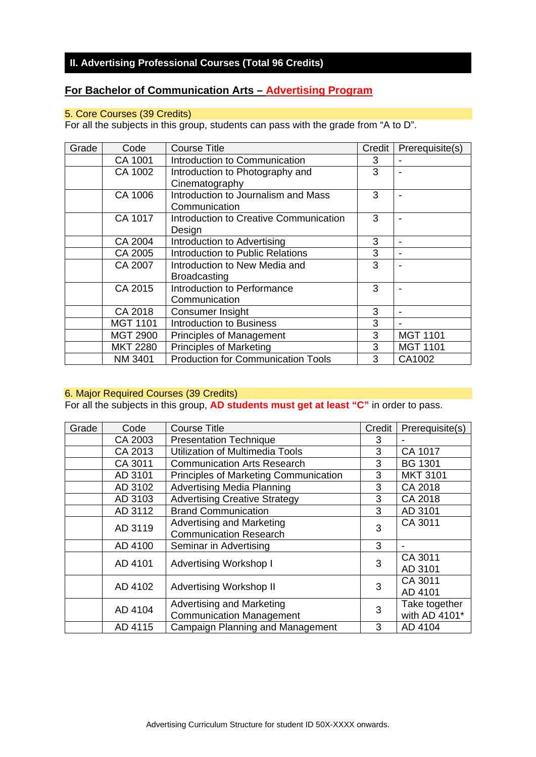## II. Advertising Professional Courses (Total 96 Credits)

### For Bachelor of Communication Arts – Advertising Program

**5. Core Courses (39 Credits)**

For all the subjects in this group, students can pass with the grade from “A to D”.

| Grade | Code | Course Title | Credit | Prerequisite(s) |
|---|---|---|---|---|
| | CA 1001 | Introduction to Communication | 3 | - |
| | CA 1002 | Introduction to Photography and Cinematography | 3 | - |
| | CA 1006 | Introduction to Journalism and Mass Communication | 3 | - |
| | CA 1017 | Introduction to Creative Communication Design | 3 | - |
| | CA 2004 | Introduction to Advertising | 3 | - |
| | CA 2005 | Introduction to Public Relations | 3 | - |
| | CA 2007 | Introduction to New Media and Broadcasting | 3 | - |
| | CA 2015 | Introduction to Performance Communication | 3 | - |
| | CA 2018 | Consumer Insight | 3 | - |
| | MGT 1101 | Introduction to Business | 3 | - |
| | MGT 2900 | Principles of Management | 3 | MGT 1101 |
| | MKT 2280 | Principles of Marketing | 3 | MGT 1101 |
| | NM 3401 | Production for Communication Tools | 3 | CA1002 |

**6. Major Required Courses (39 Credits)**

For all the subjects in this group, **AD students must get at least “C”** in order to pass.

| Grade | Code | Course Title | Credit | Prerequisite(s) |
|---|---|---|---|---|
| | CA 2003 | Presentation Technique | 3 | - |
| | CA 2013 | Utilization of Multimedia Tools | 3 | CA 1017 |
| | CA 3011 | Communication Arts Research | 3 | BG 1301 |
| | AD 3101 | Principles of Marketing Communication | 3 | MKT 3101 |
| | AD 3102 | Advertising Media Planning | 3 | CA 2018 |
| | AD 3103 | Advertising Creative Strategy | 3 | CA 2018 |
| | AD 3112 | Brand Communication | 3 | AD 3101 |
| | AD 3119 | Advertising and Marketing Communication Research | 3 | CA 3011 |
| | AD 4100 | Seminar in Advertising | 3 | - |
| | AD 4101 | Advertising Workshop I | 3 | CA 3011<br>AD 3101 |
| | AD 4102 | Advertising Workshop II | 3 | CA 3011<br>AD 4101 |
| | AD 4104 | Advertising and Marketing Communication Management | 3 | Take together with AD 4101* |
| | AD 4115 | Campaign Planning and Management | 3 | AD 4104 |

Advertising Curriculum Structure for student ID 50X-XXXX onwards.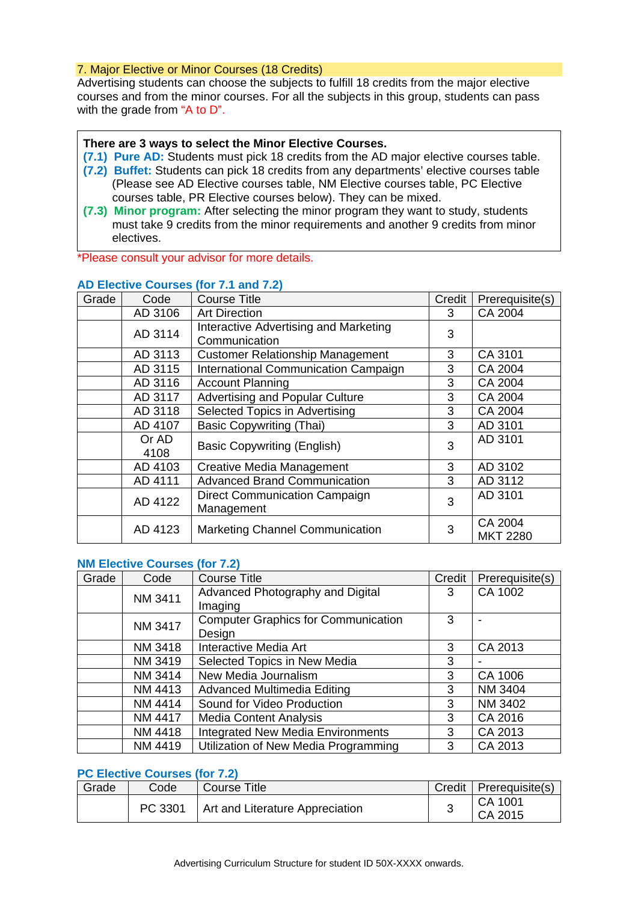## 7. Major Elective or Minor Courses (18 Credits)

Advertising students can choose the subjects to fulfill 18 credits from the major elective courses and from the minor courses. For all the subjects in this group, students can pass with the grade from "A to D".

**There are 3 ways to select the Minor Elective Courses.**

**(7.1) Pure AD:** Students must pick 18 credits from the AD major elective courses table.

**(7.2) Buffet:** Students can pick 18 credits from any departments' elective courses table (Please see AD Elective courses table, NM Elective courses table, PC Elective courses table, PR Elective courses below). They can be mixed.

**(7.3) Minor program:** After selecting the minor program they want to study, students must take 9 credits from the minor requirements and another 9 credits from minor electives.

*Please consult your advisor for more details.

### AD Elective Courses (for 7.1 and 7.2)

| Grade | Code | Course Title | Credit | Prerequisite(s) |
|---|---|---|---|---|
| | AD 3106 | Art Direction | 3 | CA 2004 |
| | AD 3114 | Interactive Advertising and Marketing Communication | 3 | |
| | AD 3113 | Customer Relationship Management | 3 | CA 3101 |
| | AD 3115 | International Communication Campaign | 3 | CA 2004 |
| | AD 3116 | Account Planning | 3 | CA 2004 |
| | AD 3117 | Advertising and Popular Culture | 3 | CA 2004 |
| | AD 3118 | Selected Topics in Advertising | 3 | CA 2004 |
| | AD 4107 | Basic Copywriting (Thai) | 3 | AD 3101 |
| | Or AD 4108 | Basic Copywriting (English) | 3 | AD 3101 |
| | AD 4103 | Creative Media Management | 3 | AD 3102 |
| | AD 4111 | Advanced Brand Communication | 3 | AD 3112 |
| | AD 4122 | Direct Communication Campaign Management | 3 | AD 3101 |
| | AD 4123 | Marketing Channel Communication | 3 | CA 2004<br>MKT 2280 |

### NM Elective Courses (for 7.2)

| Grade | Code | Course Title | Credit | Prerequisite(s) |
|---|---|---|---|---|
| | NM 3411 | Advanced Photography and Digital Imaging | 3 | CA 1002 |
| | NM 3417 | Computer Graphics for Communication Design | 3 | - |
| | NM 3418 | Interactive Media Art | 3 | CA 2013 |
| | NM 3419 | Selected Topics in New Media | 3 | - |
| | NM 3414 | New Media Journalism | 3 | CA 1006 |
| | NM 4413 | Advanced Multimedia Editing | 3 | NM 3404 |
| | NM 4414 | Sound for Video Production | 3 | NM 3402 |
| | NM 4417 | Media Content Analysis | 3 | CA 2016 |
| | NM 4418 | Integrated New Media Environments | 3 | CA 2013 |
| | NM 4419 | Utilization of New Media Programming | 3 | CA 2013 |

### PC Elective Courses (for 7.2)

| Grade | Code | Course Title | Credit | Prerequisite(s) |
|---|---|---|---|---|
| | PC 3301 | Art and Literature Appreciation | 3 | CA 1001<br>CA 2015 |

Advertising Curriculum Structure for student ID 50X-XXXX onwards.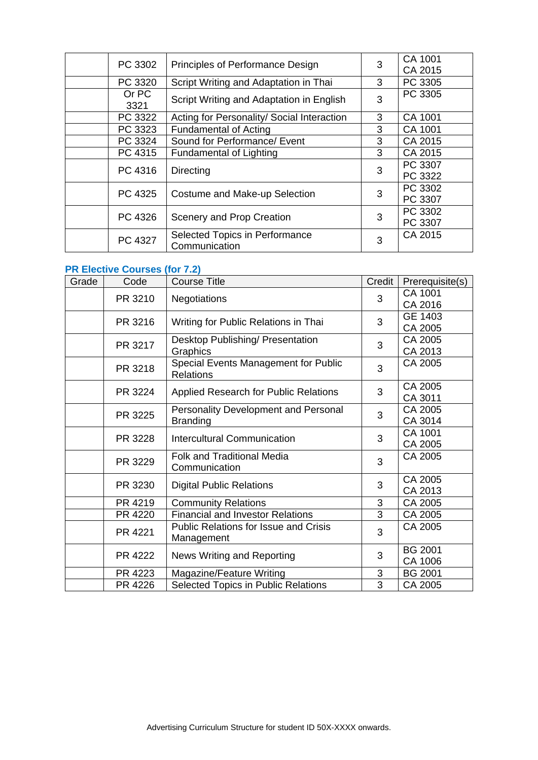| Grade | Code | Course Title | Credit | Prerequisite(s) |
|---|---|---|---|---|
| | PC 3302 | Principles of Performance Design | 3 | CA 1001<br>CA 2015 |
| | PC 3320 | Script Writing and Adaptation in Thai | 3 | PC 3305 |
| | Or PC 3321 | Script Writing and Adaptation in English | 3 | PC 3305 |
| | PC 3322 | Acting for Personality/ Social Interaction | 3 | CA 1001 |
| | PC 3323 | Fundamental of Acting | 3 | CA 1001 |
| | PC 3324 | Sound for Performance/ Event | 3 | CA 2015 |
| | PC 4315 | Fundamental of Lighting | 3 | CA 2015 |
| | PC 4316 | Directing | 3 | PC 3307<br>PC 3322 |
| | PC 4325 | Costume and Make-up Selection | 3 | PC 3302<br>PC 3307 |
| | PC 4326 | Scenery and Prop Creation | 3 | PC 3302<br>PC 3307 |
| | PC 4327 | Selected Topics in Performance Communication | 3 | CA 2015 |

### PR Elective Courses (for 7.2)

| Grade | Code | Course Title | Credit | Prerequisite(s) |
|---|---|---|---|---|
| | PR 3210 | Negotiations | 3 | CA 1001<br>CA 2016 |
| | PR 3216 | Writing for Public Relations in Thai | 3 | GE 1403<br>CA 2005 |
| | PR 3217 | Desktop Publishing/ Presentation Graphics | 3 | CA 2005<br>CA 2013 |
| | PR 3218 | Special Events Management for Public Relations | 3 | CA 2005 |
| | PR 3224 | Applied Research for Public Relations | 3 | CA 2005<br>CA 3011 |
| | PR 3225 | Personality Development and Personal Branding | 3 | CA 2005<br>CA 3014 |
| | PR 3228 | Intercultural Communication | 3 | CA 1001<br>CA 2005 |
| | PR 3229 | Folk and Traditional Media Communication | 3 | CA 2005 |
| | PR 3230 | Digital Public Relations | 3 | CA 2005<br>CA 2013 |
| | PR 4219 | Community Relations | 3 | CA 2005 |
| | PR 4220 | Financial and Investor Relations | 3 | CA 2005 |
| | PR 4221 | Public Relations for Issue and Crisis Management | 3 | CA 2005 |
| | PR 4222 | News Writing and Reporting | 3 | BG 2001<br>CA 1006 |
| | PR 4223 | Magazine/Feature Writing | 3 | BG 2001 |
| | PR 4226 | Selected Topics in Public Relations | 3 | CA 2005 |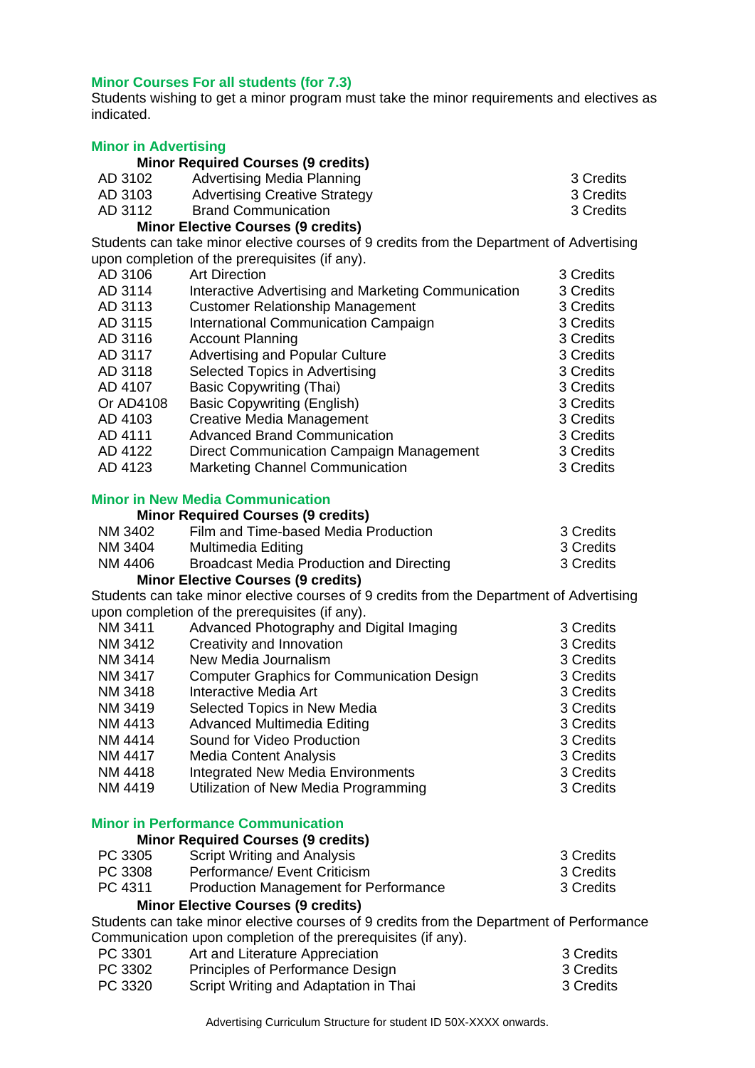## Minor Courses For all students (for 7.3)

Students wishing to get a minor program must take the minor requirements and electives as indicated.

### Minor in Advertising

**Minor Required Courses (9 credits)**

| | | |
|---|---|---|
| AD 3102 | Advertising Media Planning | 3 Credits |
| AD 3103 | Advertising Creative Strategy | 3 Credits |
| AD 3112 | Brand Communication | 3 Credits |

**Minor Elective Courses (9 credits)**

Students can take minor elective courses of 9 credits from the Department of Advertising upon completion of the prerequisites (if any).

| | | |
|---|---|---|
| AD 3106 | Art Direction | 3 Credits |
| AD 3114 | Interactive Advertising and Marketing Communication | 3 Credits |
| AD 3113 | Customer Relationship Management | 3 Credits |
| AD 3115 | International Communication Campaign | 3 Credits |
| AD 3116 | Account Planning | 3 Credits |
| AD 3117 | Advertising and Popular Culture | 3 Credits |
| AD 3118 | Selected Topics in Advertising | 3 Credits |
| AD 4107 | Basic Copywriting (Thai) | 3 Credits |
| Or AD4108 | Basic Copywriting (English) | 3 Credits |
| AD 4103 | Creative Media Management | 3 Credits |
| AD 4111 | Advanced Brand Communication | 3 Credits |
| AD 4122 | Direct Communication Campaign Management | 3 Credits |
| AD 4123 | Marketing Channel Communication | 3 Credits |

### Minor in New Media Communication

**Minor Required Courses (9 credits)**

| | | |
|---|---|---|
| NM 3402 | Film and Time-based Media Production | 3 Credits |
| NM 3404 | Multimedia Editing | 3 Credits |
| NM 4406 | Broadcast Media Production and Directing | 3 Credits |

**Minor Elective Courses (9 credits)**

Students can take minor elective courses of 9 credits from the Department of Advertising upon completion of the prerequisites (if any).

| | | |
|---|---|---|
| NM 3411 | Advanced Photography and Digital Imaging | 3 Credits |
| NM 3412 | Creativity and Innovation | 3 Credits |
| NM 3414 | New Media Journalism | 3 Credits |
| NM 3417 | Computer Graphics for Communication Design | 3 Credits |
| NM 3418 | Interactive Media Art | 3 Credits |
| NM 3419 | Selected Topics in New Media | 3 Credits |
| NM 4413 | Advanced Multimedia Editing | 3 Credits |
| NM 4414 | Sound for Video Production | 3 Credits |
| NM 4417 | Media Content Analysis | 3 Credits |
| NM 4418 | Integrated New Media Environments | 3 Credits |
| NM 4419 | Utilization of New Media Programming | 3 Credits |

### Minor in Performance Communication

**Minor Required Courses (9 credits)**

| | | |
|---|---|---|
| PC 3305 | Script Writing and Analysis | 3 Credits |
| PC 3308 | Performance/ Event Criticism | 3 Credits |
| PC 4311 | Production Management for Performance | 3 Credits |

**Minor Elective Courses (9 credits)**

Students can take minor elective courses of 9 credits from the Department of Performance Communication upon completion of the prerequisites (if any).

| | | |
|---|---|---|
| PC 3301 | Art and Literature Appreciation | 3 Credits |
| PC 3302 | Principles of Performance Design | 3 Credits |
| PC 3320 | Script Writing and Adaptation in Thai | 3 Credits |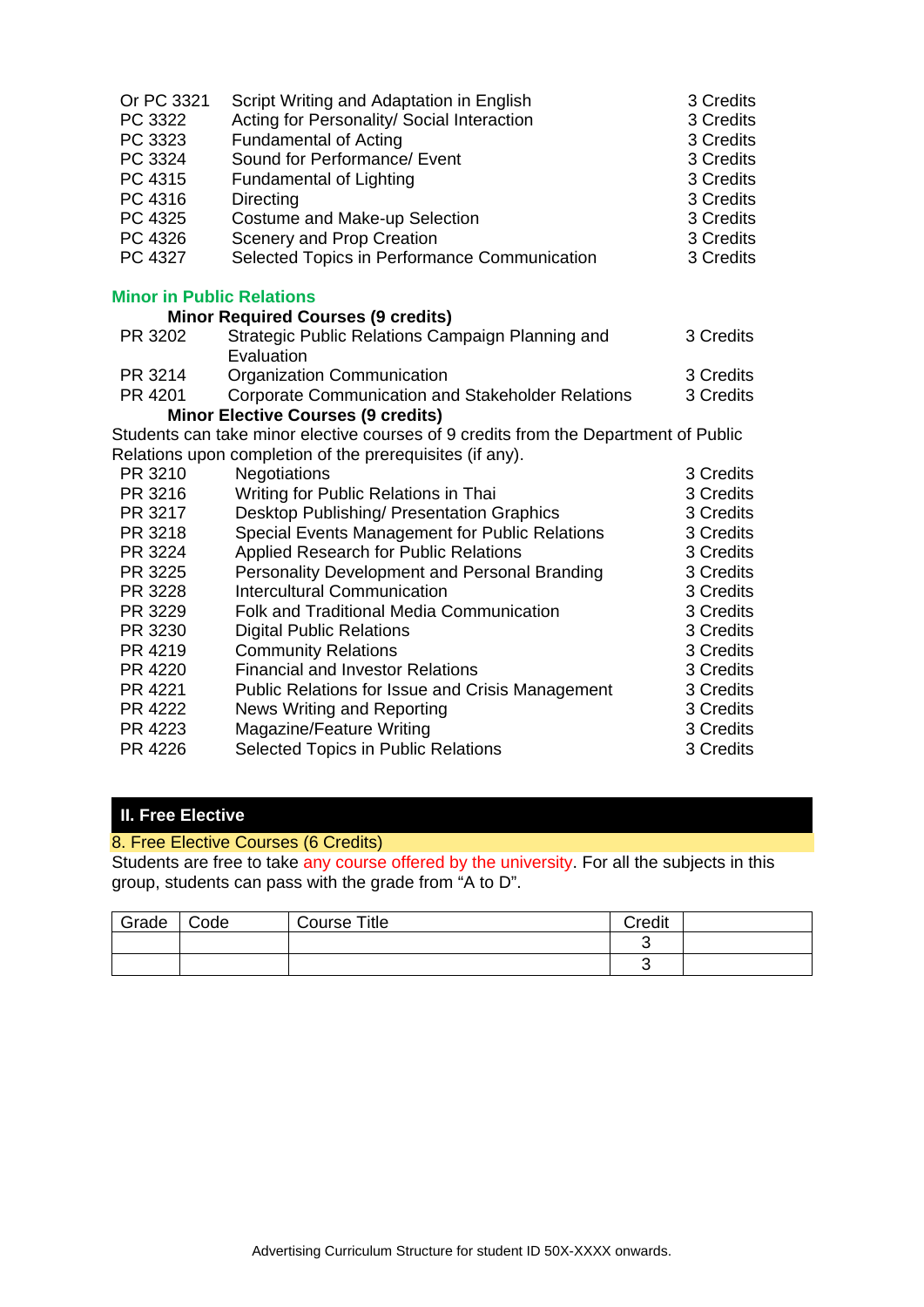| | | |
|---|---|---|
| Or PC 3321 | Script Writing and Adaptation in English | 3 Credits |
| PC 3322 | Acting for Personality/ Social Interaction | 3 Credits |
| PC 3323 | Fundamental of Acting | 3 Credits |
| PC 3324 | Sound for Performance/ Event | 3 Credits |
| PC 4315 | Fundamental of Lighting | 3 Credits |
| PC 4316 | Directing | 3 Credits |
| PC 4325 | Costume and Make-up Selection | 3 Credits |
| PC 4326 | Scenery and Prop Creation | 3 Credits |
| PC 4327 | Selected Topics in Performance Communication | 3 Credits |

### Minor in Public Relations

**Minor Required Courses (9 credits)**

| | | |
|---|---|---|
| PR 3202 | Strategic Public Relations Campaign Planning and Evaluation | 3 Credits |
| PR 3214 | Organization Communication | 3 Credits |
| PR 4201 | Corporate Communication and Stakeholder Relations | 3 Credits |

**Minor Elective Courses (9 credits)**

Students can take minor elective courses of 9 credits from the Department of Public Relations upon completion of the prerequisites (if any).

| | | |
|---|---|---|
| PR 3210 | Negotiations | 3 Credits |
| PR 3216 | Writing for Public Relations in Thai | 3 Credits |
| PR 3217 | Desktop Publishing/ Presentation Graphics | 3 Credits |
| PR 3218 | Special Events Management for Public Relations | 3 Credits |
| PR 3224 | Applied Research for Public Relations | 3 Credits |
| PR 3225 | Personality Development and Personal Branding | 3 Credits |
| PR 3228 | Intercultural Communication | 3 Credits |
| PR 3229 | Folk and Traditional Media Communication | 3 Credits |
| PR 3230 | Digital Public Relations | 3 Credits |
| PR 4219 | Community Relations | 3 Credits |
| PR 4220 | Financial and Investor Relations | 3 Credits |
| PR 4221 | Public Relations for Issue and Crisis Management | 3 Credits |
| PR 4222 | News Writing and Reporting | 3 Credits |
| PR 4223 | Magazine/Feature Writing | 3 Credits |
| PR 4226 | Selected Topics in Public Relations | 3 Credits |

## II. Free Elective

8. Free Elective Courses (6 Credits)

Students are free to take any course offered by the university. For all the subjects in this group, students can pass with the grade from "A to D".

| Grade | Code | Course Title | Credit | |
|---|---|---|---|---|
| | | | 3 | |
| | | | 3 | |